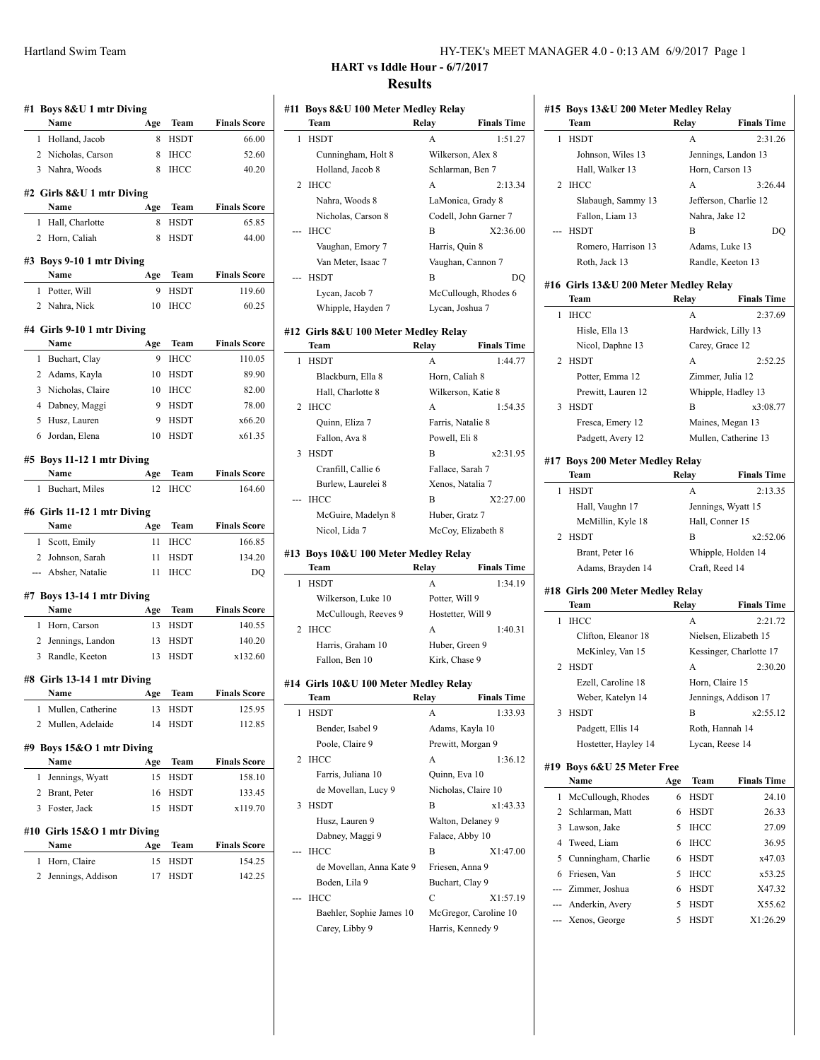## HART vs Iddle Hour - 6/7/2017

## Results

### #1 Boys 8&U 1 mtr Diving

| | Name | Age | Team | Finals Score |
|---|---|---|---|---|
| 1 | Holland, Jacob | 8 | HSDT | 66.00 |
| 2 | Nicholas, Carson | 8 | IHCC | 52.60 |
| 3 | Nahra, Woods | 8 | IHCC | 40.20 |

### #2 Girls 8&U 1 mtr Diving

| | Name | Age | Team | Finals Score |
|---|---|---|---|---|
| 1 | Hall, Charlotte | 8 | HSDT | 65.85 |
| 2 | Horn, Caliah | 8 | HSDT | 44.00 |

### #3 Boys 9-10 1 mtr Diving

| | Name | Age | Team | Finals Score |
|---|---|---|---|---|
| 1 | Potter, Will | 9 | HSDT | 119.60 |
| 2 | Nahra, Nick | 10 | IHCC | 60.25 |

### #4 Girls 9-10 1 mtr Diving

| | Name | Age | Team | Finals Score |
|---|---|---|---|---|
| 1 | Buchart, Clay | 9 | IHCC | 110.05 |
| 2 | Adams, Kayla | 10 | HSDT | 89.90 |
| 3 | Nicholas, Claire | 10 | IHCC | 82.00 |
| 4 | Dabney, Maggi | 9 | HSDT | 78.00 |
| 5 | Husz, Lauren | 9 | HSDT | x66.20 |
| 6 | Jordan, Elena | 10 | HSDT | x61.35 |

### #5 Boys 11-12 1 mtr Diving

| | Name | Age | Team | Finals Score |
|---|---|---|---|---|
| 1 | Buchart, Miles | 12 | IHCC | 164.60 |

### #6 Girls 11-12 1 mtr Diving

| | Name | Age | Team | Finals Score |
|---|---|---|---|---|
| 1 | Scott, Emily | 11 | IHCC | 166.85 |
| 2 | Johnson, Sarah | 11 | HSDT | 134.20 |
| --- | Absher, Natalie | 11 | IHCC | DQ |

### #7 Boys 13-14 1 mtr Diving

| | Name | Age | Team | Finals Score |
|---|---|---|---|---|
| 1 | Horn, Carson | 13 | HSDT | 140.55 |
| 2 | Jennings, Landon | 13 | HSDT | 140.20 |
| 3 | Randle, Keeton | 13 | HSDT | x132.60 |

### #8 Girls 13-14 1 mtr Diving

| | Name | Age | Team | Finals Score |
|---|---|---|---|---|
| 1 | Mullen, Catherine | 13 | HSDT | 125.95 |
| 2 | Mullen, Adelaide | 14 | HSDT | 112.85 |

### #9 Boys 15&O 1 mtr Diving

| | Name | Age | Team | Finals Score |
|---|---|---|---|---|
| 1 | Jennings, Wyatt | 15 | HSDT | 158.10 |
| 2 | Brant, Peter | 16 | HSDT | 133.45 |
| 3 | Foster, Jack | 15 | HSDT | x119.70 |

### #10 Girls 15&O 1 mtr Diving

| | Name | Age | Team | Finals Score |
|---|---|---|---|---|
| 1 | Horn, Claire | 15 | HSDT | 154.25 |
| 2 | Jennings, Addison | 17 | HSDT | 142.25 |

### #11 Boys 8&U 100 Meter Medley Relay

| | Team | Relay | Finals Time |
|---|---|---|---|
| 1 | HSDT | A | 1:51.27 |
| | Cunningham, Holt 8 | Wilkerson, Alex 8 | |
| | Holland, Jacob 8 | Schlarman, Ben 7 | |
| 2 | IHCC | A | 2:13.34 |
| | Nahra, Woods 8 | LaMonica, Grady 8 | |
| | Nicholas, Carson 8 | Codell, John Garner 7 | |
| --- | IHCC | B | X2:36.00 |
| | Vaughan, Emory 7 | Harris, Quin 8 | |
| | Van Meter, Isaac 7 | Vaughan, Cannon 7 | |
| --- | HSDT | B | DQ |
| | Lycan, Jacob 7 | McCullough, Rhodes 6 | |
| | Whipple, Hayden 7 | Lycan, Joshua 7 | |

### #12 Girls 8&U 100 Meter Medley Relay

| | Team | Relay | Finals Time |
|---|---|---|---|
| 1 | HSDT | A | 1:44.77 |
| | Blackburn, Ella 8 | Horn, Caliah 8 | |
| | Hall, Charlotte 8 | Wilkerson, Katie 8 | |
| 2 | IHCC | A | 1:54.35 |
| | Quinn, Eliza 7 | Farris, Natalie 8 | |
| | Fallon, Ava 8 | Powell, Eli 8 | |
| 3 | HSDT | B | x2:31.95 |
| | Cranfill, Callie 6 | Fallace, Sarah 7 | |
| | Burlew, Laurelei 8 | Xenos, Natalia 7 | |
| --- | IHCC | B | X2:27.00 |
| | McGuire, Madelyn 8 | Huber, Gratz 7 | |
| | Nicol, Lida 7 | McCoy, Elizabeth 8 | |

### #13 Boys 10&U 100 Meter Medley Relay

| | Team | Relay | Finals Time |
|---|---|---|---|
| 1 | HSDT | A | 1:34.19 |
| | Wilkerson, Luke 10 | Potter, Will 9 | |
| | McCullough, Reeves 9 | Hostetter, Will 9 | |
| 2 | IHCC | A | 1:40.31 |
| | Harris, Graham 10 | Huber, Green 9 | |
| | Fallon, Ben 10 | Kirk, Chase 9 | |

### #14 Girls 10&U 100 Meter Medley Relay

| | Team | Relay | Finals Time |
|---|---|---|---|
| 1 | HSDT | A | 1:33.93 |
| | Bender, Isabel 9 | Adams, Kayla 10 | |
| | Poole, Claire 9 | Prewitt, Morgan 9 | |
| 2 | IHCC | A | 1:36.12 |
| | Farris, Juliana 10 | Quinn, Eva 10 | |
| | de Movellan, Lucy 9 | Nicholas, Claire 10 | |
| 3 | HSDT | B | x1:43.33 |
| | Husz, Lauren 9 | Walton, Delaney 9 | |
| | Dabney, Maggi 9 | Falace, Abby 10 | |
| --- | IHCC | B | X1:47.00 |
| | de Movellan, Anna Kate 9 | Friesen, Anna 9 | |
| | Boden, Lila 9 | Buchart, Clay 9 | |
| --- | IHCC | C | X1:57.19 |
| | Baehler, Sophie James 10 | McGregor, Caroline 10 | |
| | Carey, Libby 9 | Harris, Kennedy 9 | |

### #15 Boys 13&U 200 Meter Medley Relay

| | Team | Relay | Finals Time |
|---|---|---|---|
| 1 | HSDT | A | 2:31.26 |
| | Johnson, Wiles 13 | Jennings, Landon 13 | |
| | Hall, Walker 13 | Horn, Carson 13 | |
| 2 | IHCC | A | 3:26.44 |
| | Slabaugh, Sammy 13 | Jefferson, Charlie 12 | |
| | Fallon, Liam 13 | Nahra, Jake 12 | |
| --- | HSDT | B | DQ |
| | Romero, Harrison 13 | Adams, Luke 13 | |
| | Roth, Jack 13 | Randle, Keeton 13 | |

### #16 Girls 13&U 200 Meter Medley Relay

| | Team | Relay | Finals Time |
|---|---|---|---|
| 1 | IHCC | A | 2:37.69 |
| | Hisle, Ella 13 | Hardwick, Lilly 13 | |
| | Nicol, Daphne 13 | Carey, Grace 12 | |
| 2 | HSDT | A | 2:52.25 |
| | Potter, Emma 12 | Zimmer, Julia 12 | |
| | Prewitt, Lauren 12 | Whipple, Hadley 13 | |
| 3 | HSDT | B | x3:08.77 |
| | Fresca, Emery 12 | Maines, Megan 13 | |
| | Padgett, Avery 12 | Mullen, Catherine 13 | |

### #17 Boys 200 Meter Medley Relay

| | Team | Relay | Finals Time |
|---|---|---|---|
| 1 | HSDT | A | 2:13.35 |
| | Hall, Vaughn 17 | Jennings, Wyatt 15 | |
| | McMillin, Kyle 18 | Hall, Conner 15 | |
| 2 | HSDT | B | x2:52.06 |
| | Brant, Peter 16 | Whipple, Holden 14 | |
| | Adams, Brayden 14 | Craft, Reed 14 | |

### #18 Girls 200 Meter Medley Relay

| | Team | Relay | Finals Time |
|---|---|---|---|
| 1 | IHCC | A | 2:21.72 |
| | Clifton, Eleanor 18 | Nielsen, Elizabeth 15 | |
| | McKinley, Van 15 | Kessinger, Charlotte 17 | |
| 2 | HSDT | A | 2:30.20 |
| | Ezell, Caroline 18 | Horn, Claire 15 | |
| | Weber, Katelyn 14 | Jennings, Addison 17 | |
| 3 | HSDT | B | x2:55.12 |
| | Padgett, Ellis 14 | Roth, Hannah 14 | |
| | Hostetter, Hayley 14 | Lycan, Reese 14 | |

### #19 Boys 6&U 25 Meter Free

| | Name | Age | Team | Finals Time |
|---|---|---|---|---|
| 1 | McCullough, Rhodes | 6 | HSDT | 24.10 |
| 2 | Schlarman, Matt | 6 | HSDT | 26.33 |
| 3 | Lawson, Jake | 5 | IHCC | 27.09 |
| 4 | Tweed, Liam | 6 | IHCC | 36.95 |
| 5 | Cunningham, Charlie | 6 | HSDT | x47.03 |
| 6 | Friesen, Van | 5 | IHCC | x53.25 |
| --- | Zimmer, Joshua | 6 | HSDT | X47.32 |
| --- | Anderkin, Avery | 5 | HSDT | X55.62 |
| --- | Xenos, George | 5 | HSDT | X1:26.29 |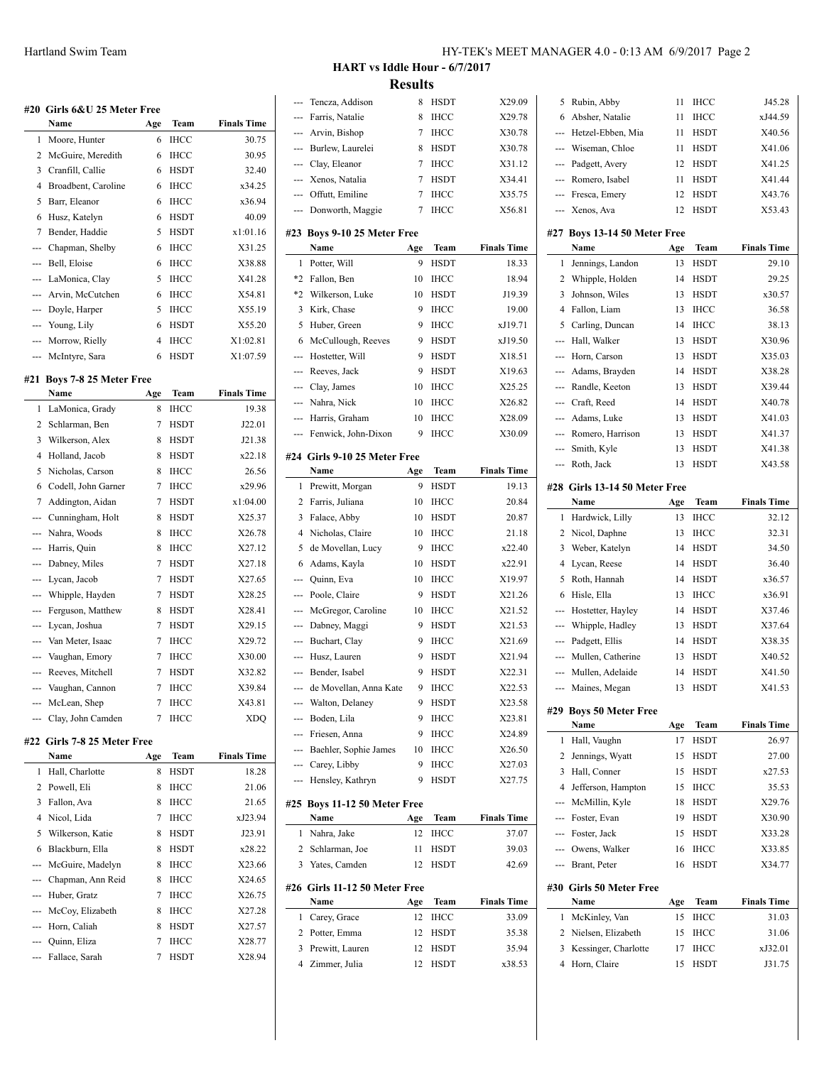## HART vs Iddle Hour - 6/7/2017

### Results

#### #20 Girls 6&U 25 Meter Free

| | Name | Age | Team | Finals Time |
|---|---|---|---|---|
| 1 | Moore, Hunter | 6 | IHCC | 30.75 |
| 2 | McGuire, Meredith | 6 | IHCC | 30.95 |
| 3 | Cranfill, Callie | 6 | HSDT | 32.40 |
| 4 | Broadbent, Caroline | 6 | IHCC | x34.25 |
| 5 | Barr, Eleanor | 6 | IHCC | x36.94 |
| 6 | Husz, Katelyn | 6 | HSDT | 40.09 |
| 7 | Bender, Haddie | 5 | HSDT | x1:01.16 |
| --- | Chapman, Shelby | 6 | IHCC | X31.25 |
| --- | Bell, Eloise | 6 | IHCC | X38.88 |
| --- | LaMonica, Clay | 5 | IHCC | X41.28 |
| --- | Arvin, McCutchen | 6 | IHCC | X54.81 |
| --- | Doyle, Harper | 5 | IHCC | X55.19 |
| --- | Young, Lily | 6 | HSDT | X55.20 |
| --- | Morrow, Rielly | 4 | IHCC | X1:02.81 |
| --- | McIntyre, Sara | 6 | HSDT | X1:07.59 |

#### #21 Boys 7-8 25 Meter Free

| | Name | Age | Team | Finals Time |
|---|---|---|---|---|
| 1 | LaMonica, Grady | 8 | IHCC | 19.38 |
| 2 | Schlarman, Ben | 7 | HSDT | J22.01 |
| 3 | Wilkerson, Alex | 8 | HSDT | J21.38 |
| 4 | Holland, Jacob | 8 | HSDT | x22.18 |
| 5 | Nicholas, Carson | 8 | IHCC | 26.56 |
| 6 | Codell, John Garner | 7 | IHCC | x29.96 |
| 7 | Addington, Aidan | 7 | HSDT | x1:04.00 |
| --- | Cunningham, Holt | 8 | HSDT | X25.37 |
| --- | Nahra, Woods | 8 | IHCC | X26.78 |
| --- | Harris, Quin | 8 | IHCC | X27.12 |
| --- | Dabney, Miles | 7 | HSDT | X27.18 |
| --- | Lycan, Jacob | 7 | HSDT | X27.65 |
| --- | Whipple, Hayden | 7 | HSDT | X28.25 |
| --- | Ferguson, Matthew | 8 | HSDT | X28.41 |
| --- | Lycan, Joshua | 7 | HSDT | X29.15 |
| --- | Van Meter, Isaac | 7 | IHCC | X29.72 |
| --- | Vaughan, Emory | 7 | IHCC | X30.00 |
| --- | Reeves, Mitchell | 7 | HSDT | X32.82 |
| --- | Vaughan, Cannon | 7 | IHCC | X39.84 |
| --- | McLean, Shep | 7 | IHCC | X43.81 |
| --- | Clay, John Camden | 7 | IHCC | XDQ |

#### #22 Girls 7-8 25 Meter Free

| | Name | Age | Team | Finals Time |
|---|---|---|---|---|
| 1 | Hall, Charlotte | 8 | HSDT | 18.28 |
| 2 | Powell, Eli | 8 | IHCC | 21.06 |
| 3 | Fallon, Ava | 8 | IHCC | 21.65 |
| 4 | Nicol, Lida | 7 | IHCC | xJ23.94 |
| 5 | Wilkerson, Katie | 8 | HSDT | J23.91 |
| 6 | Blackburn, Ella | 8 | HSDT | x28.22 |
| --- | McGuire, Madelyn | 8 | IHCC | X23.66 |
| --- | Chapman, Ann Reid | 8 | IHCC | X24.65 |
| --- | Huber, Gratz | 7 | IHCC | X26.75 |
| --- | McCoy, Elizabeth | 8 | IHCC | X27.28 |
| --- | Horn, Caliah | 8 | HSDT | X27.57 |
| --- | Quinn, Eliza | 7 | IHCC | X28.77 |
| --- | Fallace, Sarah | 7 | HSDT | X28.94 |
| --- | Tencza, Addison | 8 | HSDT | X29.09 |
| --- | Farris, Natalie | 8 | IHCC | X29.78 |
| --- | Arvin, Bishop | 7 | IHCC | X30.78 |
| --- | Burlew, Laurelei | 8 | HSDT | X30.78 |
| --- | Clay, Eleanor | 7 | IHCC | X31.12 |
| --- | Xenos, Natalia | 7 | HSDT | X34.41 |
| --- | Offutt, Emiline | 7 | IHCC | X35.75 |
| --- | Donworth, Maggie | 7 | IHCC | X56.81 |

#### #23 Boys 9-10 25 Meter Free

| | Name | Age | Team | Finals Time |
|---|---|---|---|---|
| 1 | Potter, Will | 9 | HSDT | 18.33 |
| *2 | Fallon, Ben | 10 | IHCC | 18.94 |
| *2 | Wilkerson, Luke | 10 | HSDT | J19.39 |
| 3 | Kirk, Chase | 9 | IHCC | 19.00 |
| 5 | Huber, Green | 9 | IHCC | xJ19.71 |
| 6 | McCullough, Reeves | 9 | HSDT | xJ19.50 |
| --- | Hostetter, Will | 9 | HSDT | X18.51 |
| --- | Reeves, Jack | 9 | HSDT | X19.63 |
| --- | Clay, James | 10 | IHCC | X25.25 |
| --- | Nahra, Nick | 10 | IHCC | X26.82 |
| --- | Harris, Graham | 10 | IHCC | X28.09 |
| --- | Fenwick, John-Dixon | 9 | IHCC | X30.09 |

#### #24 Girls 9-10 25 Meter Free

| | Name | Age | Team | Finals Time |
|---|---|---|---|---|
| 1 | Prewitt, Morgan | 9 | HSDT | 19.13 |
| 2 | Farris, Juliana | 10 | IHCC | 20.84 |
| 3 | Falace, Abby | 10 | HSDT | 20.87 |
| 4 | Nicholas, Claire | 10 | IHCC | 21.18 |
| 5 | de Movellan, Lucy | 9 | IHCC | x22.40 |
| 6 | Adams, Kayla | 10 | HSDT | x22.91 |
| --- | Quinn, Eva | 10 | IHCC | X19.97 |
| --- | Poole, Claire | 9 | HSDT | X21.26 |
| --- | McGregor, Caroline | 10 | IHCC | X21.52 |
| --- | Dabney, Maggi | 9 | HSDT | X21.53 |
| --- | Buchart, Clay | 9 | IHCC | X21.69 |
| --- | Husz, Lauren | 9 | HSDT | X21.94 |
| --- | Bender, Isabel | 9 | HSDT | X22.31 |
| --- | de Movellan, Anna Kate | 9 | IHCC | X22.53 |
| --- | Walton, Delaney | 9 | HSDT | X23.58 |
| --- | Boden, Lila | 9 | IHCC | X23.81 |
| --- | Friesen, Anna | 9 | IHCC | X24.89 |
| --- | Baehler, Sophie James | 10 | IHCC | X26.50 |
| --- | Carey, Libby | 9 | IHCC | X27.03 |
| --- | Hensley, Kathryn | 9 | HSDT | X27.75 |

#### #25 Boys 11-12 50 Meter Free

| | Name | Age | Team | Finals Time |
|---|---|---|---|---|
| 1 | Nahra, Jake | 12 | IHCC | 37.07 |
| 2 | Schlarman, Joe | 11 | HSDT | 39.03 |
| 3 | Yates, Camden | 12 | HSDT | 42.69 |

#### #26 Girls 11-12 50 Meter Free

| | Name | Age | Team | Finals Time |
|---|---|---|---|---|
| 1 | Carey, Grace | 12 | IHCC | 33.09 |
| 2 | Potter, Emma | 12 | HSDT | 35.38 |
| 3 | Prewitt, Lauren | 12 | HSDT | 35.94 |
| 4 | Zimmer, Julia | 12 | HSDT | x38.53 |
| 5 | Rubin, Abby | 11 | IHCC | J45.28 |
| 6 | Absher, Natalie | 11 | IHCC | xJ44.59 |
| --- | Hetzel-Ebben, Mia | 11 | HSDT | X40.56 |
| --- | Wiseman, Chloe | 11 | HSDT | X41.06 |
| --- | Padgett, Avery | 12 | HSDT | X41.25 |
| --- | Romero, Isabel | 11 | HSDT | X41.44 |
| --- | Fresca, Emery | 12 | HSDT | X43.76 |
| --- | Xenos, Ava | 12 | HSDT | X53.43 |

#### #27 Boys 13-14 50 Meter Free

| | Name | Age | Team | Finals Time |
|---|---|---|---|---|
| 1 | Jennings, Landon | 13 | HSDT | 29.10 |
| 2 | Whipple, Holden | 14 | HSDT | 29.25 |
| 3 | Johnson, Wiles | 13 | HSDT | x30.57 |
| 4 | Fallon, Liam | 13 | IHCC | 36.58 |
| 5 | Carling, Duncan | 14 | IHCC | 38.13 |
| --- | Hall, Walker | 13 | HSDT | X30.96 |
| --- | Horn, Carson | 13 | HSDT | X35.03 |
| --- | Adams, Brayden | 14 | HSDT | X38.28 |
| --- | Randle, Keeton | 13 | HSDT | X39.44 |
| --- | Craft, Reed | 14 | HSDT | X40.78 |
| --- | Adams, Luke | 13 | HSDT | X41.03 |
| --- | Romero, Harrison | 13 | HSDT | X41.37 |
| --- | Smith, Kyle | 13 | HSDT | X41.38 |
| --- | Roth, Jack | 13 | HSDT | X43.58 |

#### #28 Girls 13-14 50 Meter Free

| | Name | Age | Team | Finals Time |
|---|---|---|---|---|
| 1 | Hardwick, Lilly | 13 | IHCC | 32.12 |
| 2 | Nicol, Daphne | 13 | IHCC | 32.31 |
| 3 | Weber, Katelyn | 14 | HSDT | 34.50 |
| 4 | Lycan, Reese | 14 | HSDT | 36.40 |
| 5 | Roth, Hannah | 14 | HSDT | x36.57 |
| 6 | Hisle, Ella | 13 | IHCC | x36.91 |
| --- | Hostetter, Hayley | 14 | HSDT | X37.46 |
| --- | Whipple, Hadley | 13 | HSDT | X37.64 |
| --- | Padgett, Ellis | 14 | HSDT | X38.35 |
| --- | Mullen, Catherine | 13 | HSDT | X40.52 |
| --- | Mullen, Adelaide | 14 | HSDT | X41.50 |
| --- | Maines, Megan | 13 | HSDT | X41.53 |

#### #29 Boys 50 Meter Free

| | Name | Age | Team | Finals Time |
|---|---|---|---|---|
| 1 | Hall, Vaughn | 17 | HSDT | 26.97 |
| 2 | Jennings, Wyatt | 15 | HSDT | 27.00 |
| 3 | Hall, Conner | 15 | HSDT | x27.53 |
| 4 | Jefferson, Hampton | 15 | IHCC | 35.53 |
| --- | McMillin, Kyle | 18 | HSDT | X29.76 |
| --- | Foster, Evan | 19 | HSDT | X30.90 |
| --- | Foster, Jack | 15 | HSDT | X33.28 |
| --- | Owens, Walker | 16 | IHCC | X33.85 |
| --- | Brant, Peter | 16 | HSDT | X34.77 |

#### #30 Girls 50 Meter Free

| | Name | Age | Team | Finals Time |
|---|---|---|---|---|
| 1 | McKinley, Van | 15 | IHCC | 31.03 |
| 2 | Nielsen, Elizabeth | 15 | IHCC | 31.06 |
| 3 | Kessinger, Charlotte | 17 | IHCC | xJ32.01 |
| 4 | Horn, Claire | 15 | HSDT | J31.75 |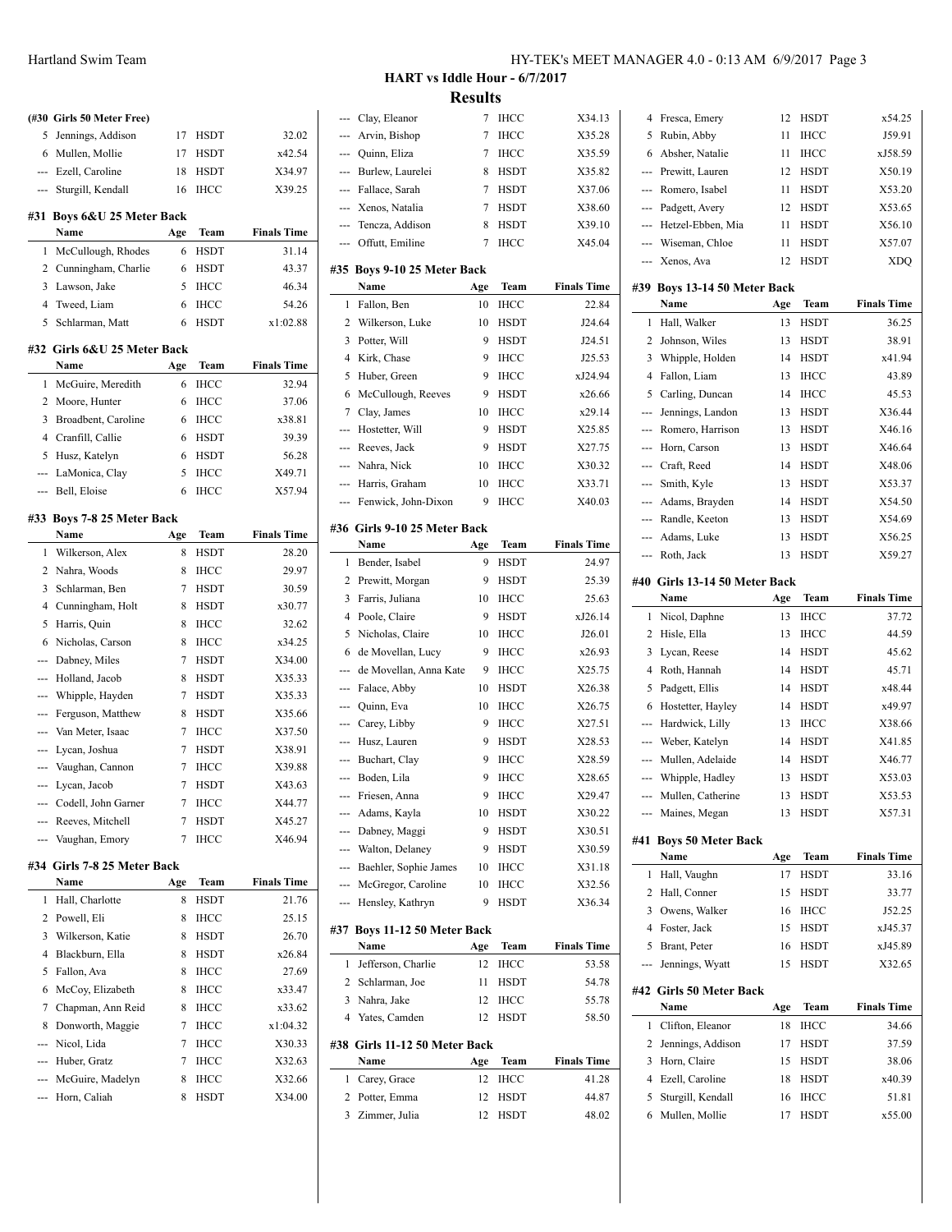**HART vs Iddle Hour - 6/7/2017**

**Results**

**(#30 Girls 50 Meter Free)**

|  | Name | Age | Team | Finals Time |
|---|---|---|---|---|
| 5 | Jennings, Addison | 17 | HSDT | 32.02 |
| 6 | Mullen, Mollie | 17 | HSDT | x42.54 |
| --- | Ezell, Caroline | 18 | HSDT | X34.97 |
| --- | Sturgill, Kendall | 16 | IHCC | X39.25 |

### #31 Boys 6&U 25 Meter Back

|  | Name | Age | Team | Finals Time |
|---|---|---|---|---|
| 1 | McCullough, Rhodes | 6 | HSDT | 31.14 |
| 2 | Cunningham, Charlie | 6 | HSDT | 43.37 |
| 3 | Lawson, Jake | 5 | IHCC | 46.34 |
| 4 | Tweed, Liam | 6 | IHCC | 54.26 |
| 5 | Schlarman, Matt | 6 | HSDT | x1:02.88 |

### #32 Girls 6&U 25 Meter Back

|  | Name | Age | Team | Finals Time |
|---|---|---|---|---|
| 1 | McGuire, Meredith | 6 | IHCC | 32.94 |
| 2 | Moore, Hunter | 6 | IHCC | 37.06 |
| 3 | Broadbent, Caroline | 6 | IHCC | x38.81 |
| 4 | Cranfill, Callie | 6 | HSDT | 39.39 |
| 5 | Husz, Katelyn | 6 | HSDT | 56.28 |
| --- | LaMonica, Clay | 5 | IHCC | X49.71 |
| --- | Bell, Eloise | 6 | IHCC | X57.94 |

### #33 Boys 7-8 25 Meter Back

|  | Name | Age | Team | Finals Time |
|---|---|---|---|---|
| 1 | Wilkerson, Alex | 8 | HSDT | 28.20 |
| 2 | Nahra, Woods | 8 | IHCC | 29.97 |
| 3 | Schlarman, Ben | 7 | HSDT | 30.59 |
| 4 | Cunningham, Holt | 8 | HSDT | x30.77 |
| 5 | Harris, Quin | 8 | IHCC | 32.62 |
| 6 | Nicholas, Carson | 8 | IHCC | x34.25 |
| --- | Dabney, Miles | 7 | HSDT | X34.00 |
| --- | Holland, Jacob | 8 | HSDT | X35.33 |
| --- | Whipple, Hayden | 7 | HSDT | X35.33 |
| --- | Ferguson, Matthew | 8 | HSDT | X35.66 |
| --- | Van Meter, Isaac | 7 | IHCC | X37.50 |
| --- | Lycan, Joshua | 7 | HSDT | X38.91 |
| --- | Vaughan, Cannon | 7 | IHCC | X39.88 |
| --- | Lycan, Jacob | 7 | HSDT | X43.63 |
| --- | Codell, John Garner | 7 | IHCC | X44.77 |
| --- | Reeves, Mitchell | 7 | HSDT | X45.27 |
| --- | Vaughan, Emory | 7 | IHCC | X46.94 |

### #34 Girls 7-8 25 Meter Back

|  | Name | Age | Team | Finals Time |
|---|---|---|---|---|
| 1 | Hall, Charlotte | 8 | HSDT | 21.76 |
| 2 | Powell, Eli | 8 | IHCC | 25.15 |
| 3 | Wilkerson, Katie | 8 | HSDT | 26.70 |
| 4 | Blackburn, Ella | 8 | HSDT | x26.84 |
| 5 | Fallon, Ava | 8 | IHCC | 27.69 |
| 6 | McCoy, Elizabeth | 8 | IHCC | x33.47 |
| 7 | Chapman, Ann Reid | 8 | IHCC | x33.62 |
| 8 | Donworth, Maggie | 7 | IHCC | x1:04.32 |
| --- | Nicol, Lida | 7 | IHCC | X30.33 |
| --- | Huber, Gratz | 7 | IHCC | X32.63 |
| --- | McGuire, Madelyn | 8 | IHCC | X32.66 |
| --- | Horn, Caliah | 8 | HSDT | X34.00 |
| --- | Clay, Eleanor | 7 | IHCC | X34.13 |
| --- | Arvin, Bishop | 7 | IHCC | X35.28 |
| --- | Quinn, Eliza | 7 | IHCC | X35.59 |
| --- | Burlew, Laurelei | 8 | HSDT | X35.82 |
| --- | Fallace, Sarah | 7 | HSDT | X37.06 |
| --- | Xenos, Natalia | 7 | HSDT | X38.60 |
| --- | Tencza, Addison | 8 | HSDT | X39.10 |
| --- | Offutt, Emiline | 7 | IHCC | X45.04 |

### #35 Boys 9-10 25 Meter Back

|  | Name | Age | Team | Finals Time |
|---|---|---|---|---|
| 1 | Fallon, Ben | 10 | IHCC | 22.84 |
| 2 | Wilkerson, Luke | 10 | HSDT | J24.64 |
| 3 | Potter, Will | 9 | HSDT | J24.51 |
| 4 | Kirk, Chase | 9 | IHCC | J25.53 |
| 5 | Huber, Green | 9 | IHCC | xJ24.94 |
| 6 | McCullough, Reeves | 9 | HSDT | x26.66 |
| 7 | Clay, James | 10 | IHCC | x29.14 |
| --- | Hostetter, Will | 9 | HSDT | X25.85 |
| --- | Reeves, Jack | 9 | HSDT | X27.75 |
| --- | Nahra, Nick | 10 | IHCC | X30.32 |
| --- | Harris, Graham | 10 | IHCC | X33.71 |
| --- | Fenwick, John-Dixon | 9 | IHCC | X40.03 |

### #36 Girls 9-10 25 Meter Back

|  | Name | Age | Team | Finals Time |
|---|---|---|---|---|
| 1 | Bender, Isabel | 9 | HSDT | 24.97 |
| 2 | Prewitt, Morgan | 9 | HSDT | 25.39 |
| 3 | Farris, Juliana | 10 | IHCC | 25.63 |
| 4 | Poole, Claire | 9 | HSDT | xJ26.14 |
| 5 | Nicholas, Claire | 10 | IHCC | J26.01 |
| 6 | de Movellan, Lucy | 9 | IHCC | x26.93 |
| --- | de Movellan, Anna Kate | 9 | IHCC | X25.75 |
| --- | Falace, Abby | 10 | HSDT | X26.38 |
| --- | Quinn, Eva | 10 | IHCC | X26.75 |
| --- | Carey, Libby | 9 | IHCC | X27.51 |
| --- | Husz, Lauren | 9 | HSDT | X28.53 |
| --- | Buchart, Clay | 9 | IHCC | X28.59 |
| --- | Boden, Lila | 9 | IHCC | X28.65 |
| --- | Friesen, Anna | 9 | IHCC | X29.47 |
| --- | Adams, Kayla | 10 | HSDT | X30.22 |
| --- | Dabney, Maggi | 9 | HSDT | X30.51 |
| --- | Walton, Delaney | 9 | HSDT | X30.59 |
| --- | Baehler, Sophie James | 10 | IHCC | X31.18 |
| --- | McGregor, Caroline | 10 | IHCC | X32.56 |
| --- | Hensley, Kathryn | 9 | HSDT | X36.34 |

### #37 Boys 11-12 50 Meter Back

|  | Name | Age | Team | Finals Time |
|---|---|---|---|---|
| 1 | Jefferson, Charlie | 12 | IHCC | 53.58 |
| 2 | Schlarman, Joe | 11 | HSDT | 54.78 |
| 3 | Nahra, Jake | 12 | IHCC | 55.78 |
| 4 | Yates, Camden | 12 | HSDT | 58.50 |

### #38 Girls 11-12 50 Meter Back

|  | Name | Age | Team | Finals Time |
|---|---|---|---|---|
| 1 | Carey, Grace | 12 | IHCC | 41.28 |
| 2 | Potter, Emma | 12 | HSDT | 44.87 |
| 3 | Zimmer, Julia | 12 | HSDT | 48.02 |
| 4 | Fresca, Emery | 12 | HSDT | x54.25 |
| 5 | Rubin, Abby | 11 | IHCC | J59.91 |
| 6 | Absher, Natalie | 11 | IHCC | xJ58.59 |
| --- | Prewitt, Lauren | 12 | HSDT | X50.19 |
| --- | Romero, Isabel | 11 | HSDT | X53.20 |
| --- | Padgett, Avery | 12 | HSDT | X53.65 |
| --- | Hetzel-Ebben, Mia | 11 | HSDT | X56.10 |
| --- | Wiseman, Chloe | 11 | HSDT | X57.07 |
| --- | Xenos, Ava | 12 | HSDT | XDQ |

### #39 Boys 13-14 50 Meter Back

|  | Name | Age | Team | Finals Time |
|---|---|---|---|---|
| 1 | Hall, Walker | 13 | HSDT | 36.25 |
| 2 | Johnson, Wiles | 13 | HSDT | 38.91 |
| 3 | Whipple, Holden | 14 | HSDT | x41.94 |
| 4 | Fallon, Liam | 13 | IHCC | 43.89 |
| 5 | Carling, Duncan | 14 | IHCC | 45.53 |
| --- | Jennings, Landon | 13 | HSDT | X36.44 |
| --- | Romero, Harrison | 13 | HSDT | X46.16 |
| --- | Horn, Carson | 13 | HSDT | X46.64 |
| --- | Craft, Reed | 14 | HSDT | X48.06 |
| --- | Smith, Kyle | 13 | HSDT | X53.37 |
| --- | Adams, Brayden | 14 | HSDT | X54.50 |
| --- | Randle, Keeton | 13 | HSDT | X54.69 |
| --- | Adams, Luke | 13 | HSDT | X56.25 |
| --- | Roth, Jack | 13 | HSDT | X59.27 |

### #40 Girls 13-14 50 Meter Back

|  | Name | Age | Team | Finals Time |
|---|---|---|---|---|
| 1 | Nicol, Daphne | 13 | IHCC | 37.72 |
| 2 | Hisle, Ella | 13 | IHCC | 44.59 |
| 3 | Lycan, Reese | 14 | HSDT | 45.62 |
| 4 | Roth, Hannah | 14 | HSDT | 45.71 |
| 5 | Padgett, Ellis | 14 | HSDT | x48.44 |
| 6 | Hostetter, Hayley | 14 | HSDT | x49.97 |
| --- | Hardwick, Lilly | 13 | IHCC | X38.66 |
| --- | Weber, Katelyn | 14 | HSDT | X41.85 |
| --- | Mullen, Adelaide | 14 | HSDT | X46.77 |
| --- | Whipple, Hadley | 13 | HSDT | X53.03 |
| --- | Mullen, Catherine | 13 | HSDT | X53.53 |
| --- | Maines, Megan | 13 | HSDT | X57.31 |

### #41 Boys 50 Meter Back

|  | Name | Age | Team | Finals Time |
|---|---|---|---|---|
| 1 | Hall, Vaughn | 17 | HSDT | 33.16 |
| 2 | Hall, Conner | 15 | HSDT | 33.77 |
| 3 | Owens, Walker | 16 | IHCC | J52.25 |
| 4 | Foster, Jack | 15 | HSDT | xJ45.37 |
| 5 | Brant, Peter | 16 | HSDT | xJ45.89 |
| --- | Jennings, Wyatt | 15 | HSDT | X32.65 |

### #42 Girls 50 Meter Back

|  | Name | Age | Team | Finals Time |
|---|---|---|---|---|
| 1 | Clifton, Eleanor | 18 | IHCC | 34.66 |
| 2 | Jennings, Addison | 17 | HSDT | 37.59 |
| 3 | Horn, Claire | 15 | HSDT | 38.06 |
| 4 | Ezell, Caroline | 18 | HSDT | x40.39 |
| 5 | Sturgill, Kendall | 16 | IHCC | 51.81 |
| 6 | Mullen, Mollie | 17 | HSDT | x55.00 |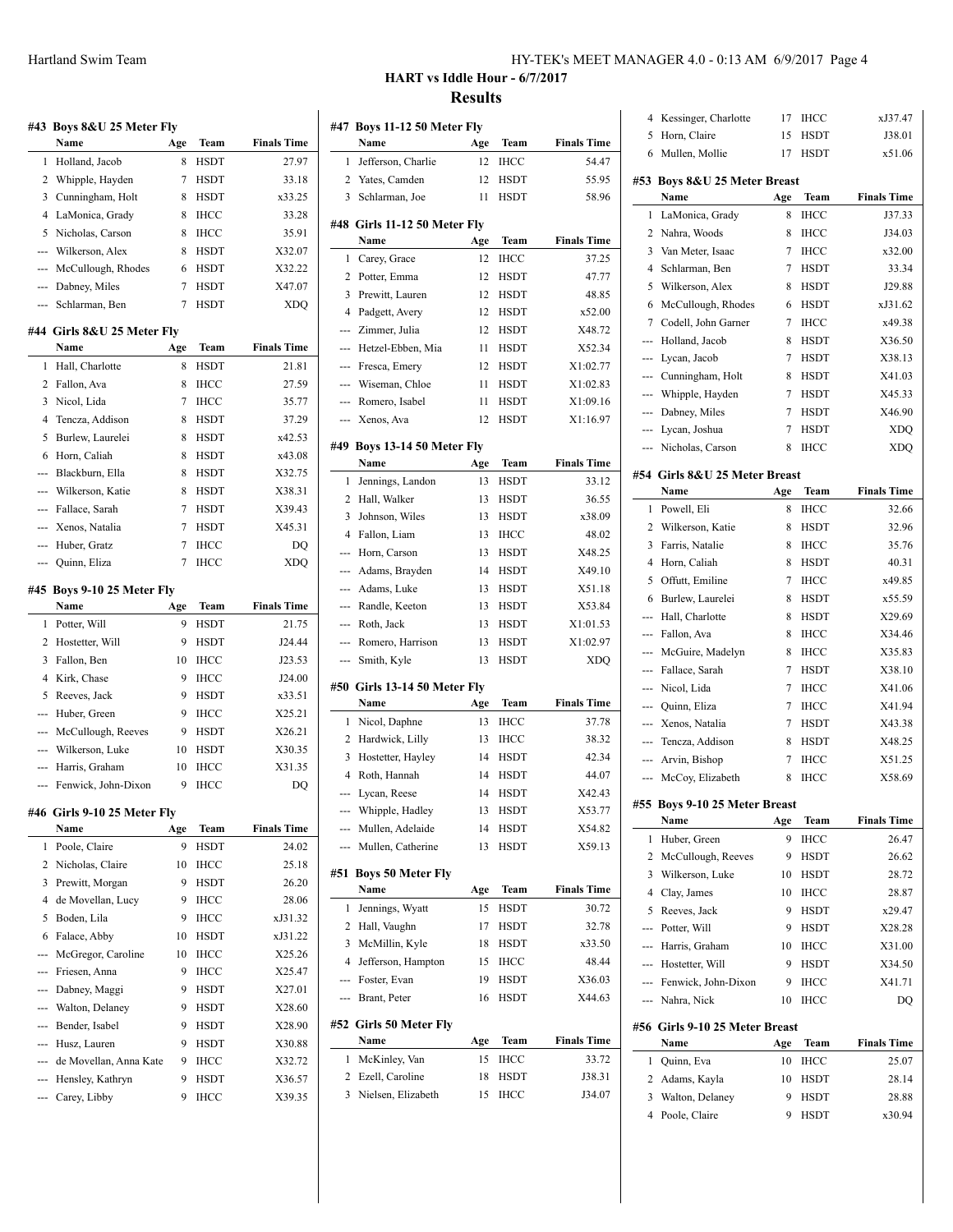## HART vs Iddle Hour - 6/7/2017

## Results

### #43 Boys 8&U 25 Meter Fly

| | Name | Age | Team | Finals Time |
|---|---|---|---|---|
| 1 | Holland, Jacob | 8 | HSDT | 27.97 |
| 2 | Whipple, Hayden | 7 | HSDT | 33.18 |
| 3 | Cunningham, Holt | 8 | HSDT | x33.25 |
| 4 | LaMonica, Grady | 8 | IHCC | 33.28 |
| 5 | Nicholas, Carson | 8 | IHCC | 35.91 |
| --- | Wilkerson, Alex | 8 | HSDT | X32.07 |
| --- | McCullough, Rhodes | 6 | HSDT | X32.22 |
| --- | Dabney, Miles | 7 | HSDT | X47.07 |
| --- | Schlarman, Ben | 7 | HSDT | XDQ |

### #44 Girls 8&U 25 Meter Fly

| | Name | Age | Team | Finals Time |
|---|---|---|---|---|
| 1 | Hall, Charlotte | 8 | HSDT | 21.81 |
| 2 | Fallon, Ava | 8 | IHCC | 27.59 |
| 3 | Nicol, Lida | 7 | IHCC | 35.77 |
| 4 | Tencza, Addison | 8 | HSDT | 37.29 |
| 5 | Burlew, Laurelei | 8 | HSDT | x42.53 |
| 6 | Horn, Caliah | 8 | HSDT | x43.08 |
| --- | Blackburn, Ella | 8 | HSDT | X32.75 |
| --- | Wilkerson, Katie | 8 | HSDT | X38.31 |
| --- | Fallace, Sarah | 7 | HSDT | X39.43 |
| --- | Xenos, Natalia | 7 | HSDT | X45.31 |
| --- | Huber, Gratz | 7 | IHCC | DQ |
| --- | Quinn, Eliza | 7 | IHCC | XDQ |

### #45 Boys 9-10 25 Meter Fly

| | Name | Age | Team | Finals Time |
|---|---|---|---|---|
| 1 | Potter, Will | 9 | HSDT | 21.75 |
| 2 | Hostetter, Will | 9 | HSDT | J24.44 |
| 3 | Fallon, Ben | 10 | IHCC | J23.53 |
| 4 | Kirk, Chase | 9 | IHCC | J24.00 |
| 5 | Reeves, Jack | 9 | HSDT | x33.51 |
| --- | Huber, Green | 9 | IHCC | X25.21 |
| --- | McCullough, Reeves | 9 | HSDT | X26.21 |
| --- | Wilkerson, Luke | 10 | HSDT | X30.35 |
| --- | Harris, Graham | 10 | IHCC | X31.35 |
| --- | Fenwick, John-Dixon | 9 | IHCC | DQ |

### #46 Girls 9-10 25 Meter Fly

| | Name | Age | Team | Finals Time |
|---|---|---|---|---|
| 1 | Poole, Claire | 9 | HSDT | 24.02 |
| 2 | Nicholas, Claire | 10 | IHCC | 25.18 |
| 3 | Prewitt, Morgan | 9 | HSDT | 26.20 |
| 4 | de Movellan, Lucy | 9 | IHCC | 28.06 |
| 5 | Boden, Lila | 9 | IHCC | xJ31.32 |
| 6 | Falace, Abby | 10 | HSDT | xJ31.22 |
| --- | McGregor, Caroline | 10 | IHCC | X25.26 |
| --- | Friesen, Anna | 9 | IHCC | X25.47 |
| --- | Dabney, Maggi | 9 | HSDT | X27.01 |
| --- | Walton, Delaney | 9 | HSDT | X28.60 |
| --- | Bender, Isabel | 9 | HSDT | X28.90 |
| --- | Husz, Lauren | 9 | HSDT | X30.88 |
| --- | de Movellan, Anna Kate | 9 | IHCC | X32.72 |
| --- | Hensley, Kathryn | 9 | HSDT | X36.57 |
| --- | Carey, Libby | 9 | IHCC | X39.35 |

### #47 Boys 11-12 50 Meter Fly

| | Name | Age | Team | Finals Time |
|---|---|---|---|---|
| 1 | Jefferson, Charlie | 12 | IHCC | 54.47 |
| 2 | Yates, Camden | 12 | HSDT | 55.95 |
| 3 | Schlarman, Joe | 11 | HSDT | 58.96 |

### #48 Girls 11-12 50 Meter Fly

| | Name | Age | Team | Finals Time |
|---|---|---|---|---|
| 1 | Carey, Grace | 12 | IHCC | 37.25 |
| 2 | Potter, Emma | 12 | HSDT | 47.77 |
| 3 | Prewitt, Lauren | 12 | HSDT | 48.85 |
| 4 | Padgett, Avery | 12 | HSDT | x52.00 |
| --- | Zimmer, Julia | 12 | HSDT | X48.72 |
| --- | Hetzel-Ebben, Mia | 11 | HSDT | X52.34 |
| --- | Fresca, Emery | 12 | HSDT | X1:02.77 |
| --- | Wiseman, Chloe | 11 | HSDT | X1:02.83 |
| --- | Romero, Isabel | 11 | HSDT | X1:09.16 |
| --- | Xenos, Ava | 12 | HSDT | X1:16.97 |

### #49 Boys 13-14 50 Meter Fly

| | Name | Age | Team | Finals Time |
|---|---|---|---|---|
| 1 | Jennings, Landon | 13 | HSDT | 33.12 |
| 2 | Hall, Walker | 13 | HSDT | 36.55 |
| 3 | Johnson, Wiles | 13 | HSDT | x38.09 |
| 4 | Fallon, Liam | 13 | IHCC | 48.02 |
| --- | Horn, Carson | 13 | HSDT | X48.25 |
| --- | Adams, Brayden | 14 | HSDT | X49.10 |
| --- | Adams, Luke | 13 | HSDT | X51.18 |
| --- | Randle, Keeton | 13 | HSDT | X53.84 |
| --- | Roth, Jack | 13 | HSDT | X1:01.53 |
| --- | Romero, Harrison | 13 | HSDT | X1:02.97 |
| --- | Smith, Kyle | 13 | HSDT | XDQ |

### #50 Girls 13-14 50 Meter Fly

| | Name | Age | Team | Finals Time |
|---|---|---|---|---|
| 1 | Nicol, Daphne | 13 | IHCC | 37.78 |
| 2 | Hardwick, Lilly | 13 | IHCC | 38.32 |
| 3 | Hostetter, Hayley | 14 | HSDT | 42.34 |
| 4 | Roth, Hannah | 14 | HSDT | 44.07 |
| --- | Lycan, Reese | 14 | HSDT | X42.43 |
| --- | Whipple, Hadley | 13 | HSDT | X53.77 |
| --- | Mullen, Adelaide | 14 | HSDT | X54.82 |
| --- | Mullen, Catherine | 13 | HSDT | X59.13 |

### #51 Boys 50 Meter Fly

| | Name | Age | Team | Finals Time |
|---|---|---|---|---|
| 1 | Jennings, Wyatt | 15 | HSDT | 30.72 |
| 2 | Hall, Vaughn | 17 | HSDT | 32.78 |
| 3 | McMillin, Kyle | 18 | HSDT | x33.50 |
| 4 | Jefferson, Hampton | 15 | IHCC | 48.44 |
| --- | Foster, Evan | 19 | HSDT | X36.03 |
| --- | Brant, Peter | 16 | HSDT | X44.63 |

### #52 Girls 50 Meter Fly

| | Name | Age | Team | Finals Time |
|---|---|---|---|---|
| 1 | McKinley, Van | 15 | IHCC | 33.72 |
| 2 | Ezell, Caroline | 18 | HSDT | J38.31 |
| 3 | Nielsen, Elizabeth | 15 | IHCC | J34.07 |
| 4 | Kessinger, Charlotte | 17 | IHCC | xJ37.47 |
| 5 | Horn, Claire | 15 | HSDT | J38.01 |
| 6 | Mullen, Mollie | 17 | HSDT | x51.06 |

### #53 Boys 8&U 25 Meter Breast

| | Name | Age | Team | Finals Time |
|---|---|---|---|---|
| 1 | LaMonica, Grady | 8 | IHCC | J37.33 |
| 2 | Nahra, Woods | 8 | IHCC | J34.03 |
| 3 | Van Meter, Isaac | 7 | IHCC | x32.00 |
| 4 | Schlarman, Ben | 7 | HSDT | 33.34 |
| 5 | Wilkerson, Alex | 8 | HSDT | J29.88 |
| 6 | McCullough, Rhodes | 6 | HSDT | xJ31.62 |
| 7 | Codell, John Garner | 7 | IHCC | x49.38 |
| --- | Holland, Jacob | 8 | HSDT | X36.50 |
| --- | Lycan, Jacob | 7 | HSDT | X38.13 |
| --- | Cunningham, Holt | 8 | HSDT | X41.03 |
| --- | Whipple, Hayden | 7 | HSDT | X45.33 |
| --- | Dabney, Miles | 7 | HSDT | X46.90 |
| --- | Lycan, Joshua | 7 | HSDT | XDQ |
| --- | Nicholas, Carson | 8 | IHCC | XDQ |

### #54 Girls 8&U 25 Meter Breast

| | Name | Age | Team | Finals Time |
|---|---|---|---|---|
| 1 | Powell, Eli | 8 | IHCC | 32.66 |
| 2 | Wilkerson, Katie | 8 | HSDT | 32.96 |
| 3 | Farris, Natalie | 8 | IHCC | 35.76 |
| 4 | Horn, Caliah | 8 | HSDT | 40.31 |
| 5 | Offutt, Emiline | 7 | IHCC | x49.85 |
| 6 | Burlew, Laurelei | 8 | HSDT | x55.59 |
| --- | Hall, Charlotte | 8 | HSDT | X29.69 |
| --- | Fallon, Ava | 8 | IHCC | X34.46 |
| --- | McGuire, Madelyn | 8 | IHCC | X35.83 |
| --- | Fallace, Sarah | 7 | HSDT | X38.10 |
| --- | Nicol, Lida | 7 | IHCC | X41.06 |
| --- | Quinn, Eliza | 7 | IHCC | X41.94 |
| --- | Xenos, Natalia | 7 | HSDT | X43.38 |
| --- | Tencza, Addison | 8 | HSDT | X48.25 |
| --- | Arvin, Bishop | 7 | IHCC | X51.25 |
| --- | McCoy, Elizabeth | 8 | IHCC | X58.69 |

### #55 Boys 9-10 25 Meter Breast

| | Name | Age | Team | Finals Time |
|---|---|---|---|---|
| 1 | Huber, Green | 9 | IHCC | 26.47 |
| 2 | McCullough, Reeves | 9 | HSDT | 26.62 |
| 3 | Wilkerson, Luke | 10 | HSDT | 28.72 |
| 4 | Clay, James | 10 | IHCC | 28.87 |
| 5 | Reeves, Jack | 9 | HSDT | x29.47 |
| --- | Potter, Will | 9 | HSDT | X28.28 |
| --- | Harris, Graham | 10 | IHCC | X31.00 |
| --- | Hostetter, Will | 9 | HSDT | X34.50 |
| --- | Fenwick, John-Dixon | 9 | IHCC | X41.71 |
| --- | Nahra, Nick | 10 | IHCC | DQ |

### #56 Girls 9-10 25 Meter Breast

| | Name | Age | Team | Finals Time |
|---|---|---|---|---|
| 1 | Quinn, Eva | 10 | IHCC | 25.07 |
| 2 | Adams, Kayla | 10 | HSDT | 28.14 |
| 3 | Walton, Delaney | 9 | HSDT | 28.88 |
| 4 | Poole, Claire | 9 | HSDT | x30.94 |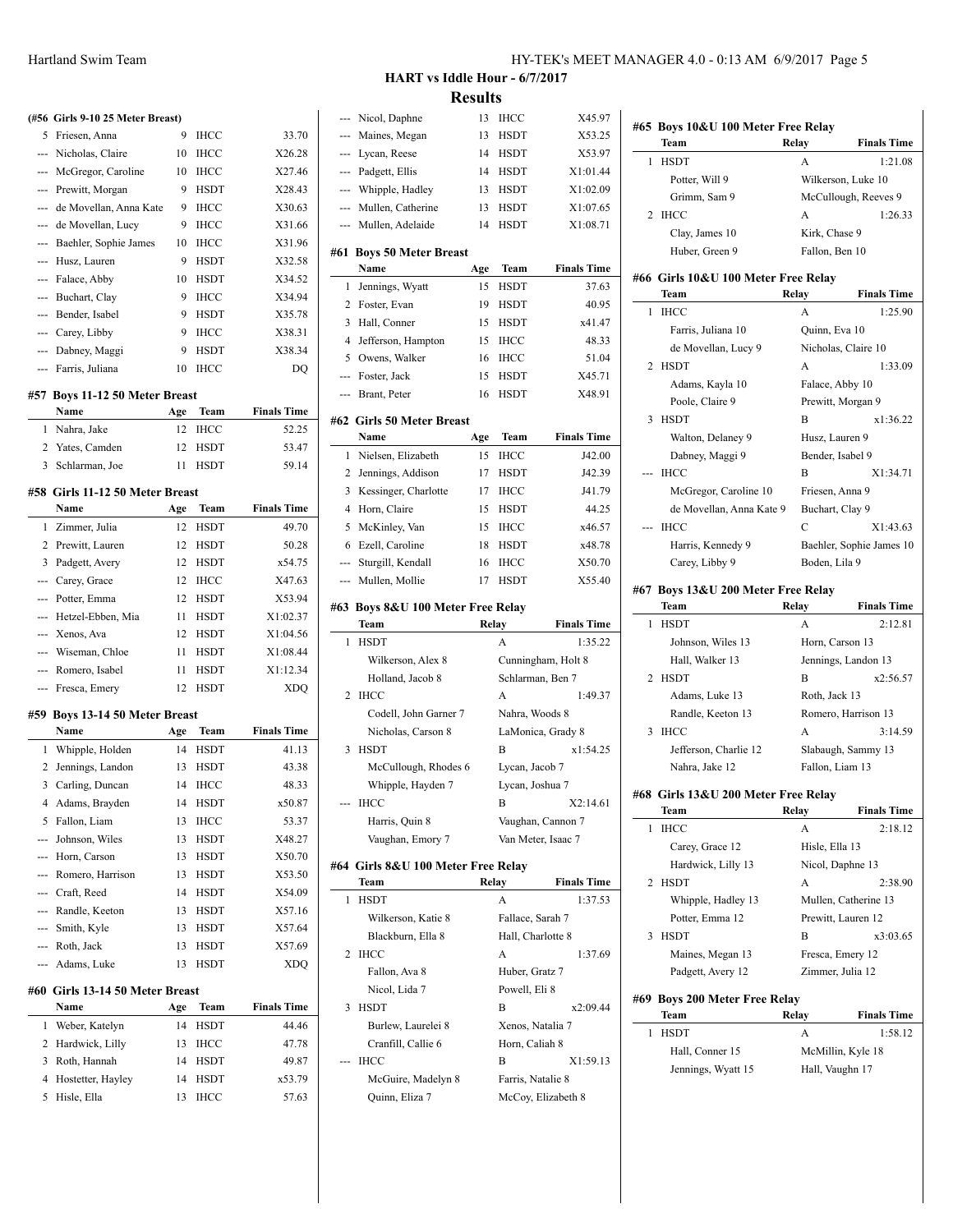## HART vs Iddle Hour - 6/7/2017

## Results

### (#56 Girls 9-10 25 Meter Breast)

| | Name | Age | Team | Finals Time |
|---|---|---|---|---|
| 5 | Friesen, Anna | 9 | IHCC | 33.70 |
| --- | Nicholas, Claire | 10 | IHCC | X26.28 |
| --- | McGregor, Caroline | 10 | IHCC | X27.46 |
| --- | Prewitt, Morgan | 9 | HSDT | X28.43 |
| --- | de Movellan, Anna Kate | 9 | IHCC | X30.63 |
| --- | de Movellan, Lucy | 9 | IHCC | X31.66 |
| --- | Baehler, Sophie James | 10 | IHCC | X31.96 |
| --- | Husz, Lauren | 9 | HSDT | X32.58 |
| --- | Falace, Abby | 10 | HSDT | X34.52 |
| --- | Buchart, Clay | 9 | IHCC | X34.94 |
| --- | Bender, Isabel | 9 | HSDT | X35.78 |
| --- | Carey, Libby | 9 | IHCC | X38.31 |
| --- | Dabney, Maggi | 9 | HSDT | X38.34 |
| --- | Farris, Juliana | 10 | IHCC | DQ |

### #57 Boys 11-12 50 Meter Breast

| | Name | Age | Team | Finals Time |
|---|---|---|---|---|
| 1 | Nahra, Jake | 12 | IHCC | 52.25 |
| 2 | Yates, Camden | 12 | HSDT | 53.47 |
| 3 | Schlarman, Joe | 11 | HSDT | 59.14 |

### #58 Girls 11-12 50 Meter Breast

| | Name | Age | Team | Finals Time |
|---|---|---|---|---|
| 1 | Zimmer, Julia | 12 | HSDT | 49.70 |
| 2 | Prewitt, Lauren | 12 | HSDT | 50.28 |
| 3 | Padgett, Avery | 12 | HSDT | x54.75 |
| --- | Carey, Grace | 12 | IHCC | X47.63 |
| --- | Potter, Emma | 12 | HSDT | X53.94 |
| --- | Hetzel-Ebben, Mia | 11 | HSDT | X1:02.37 |
| --- | Xenos, Ava | 12 | HSDT | X1:04.56 |
| --- | Wiseman, Chloe | 11 | HSDT | X1:08.44 |
| --- | Romero, Isabel | 11 | HSDT | X1:12.34 |
| --- | Fresca, Emery | 12 | HSDT | XDQ |

### #59 Boys 13-14 50 Meter Breast

| | Name | Age | Team | Finals Time |
|---|---|---|---|---|
| 1 | Whipple, Holden | 14 | HSDT | 41.13 |
| 2 | Jennings, Landon | 13 | HSDT | 43.38 |
| 3 | Carling, Duncan | 14 | IHCC | 48.33 |
| 4 | Adams, Brayden | 14 | HSDT | x50.87 |
| 5 | Fallon, Liam | 13 | IHCC | 53.37 |
| --- | Johnson, Wiles | 13 | HSDT | X48.27 |
| --- | Horn, Carson | 13 | HSDT | X50.70 |
| --- | Romero, Harrison | 13 | HSDT | X53.50 |
| --- | Craft, Reed | 14 | HSDT | X54.09 |
| --- | Randle, Keeton | 13 | HSDT | X57.16 |
| --- | Smith, Kyle | 13 | HSDT | X57.64 |
| --- | Roth, Jack | 13 | HSDT | X57.69 |
| --- | Adams, Luke | 13 | HSDT | XDQ |

### #60 Girls 13-14 50 Meter Breast

| | Name | Age | Team | Finals Time |
|---|---|---|---|---|
| 1 | Weber, Katelyn | 14 | HSDT | 44.46 |
| 2 | Hardwick, Lilly | 13 | IHCC | 47.78 |
| 3 | Roth, Hannah | 14 | HSDT | 49.87 |
| 4 | Hostetter, Hayley | 14 | HSDT | x53.79 |
| 5 | Hisle, Ella | 13 | IHCC | 57.63 |
| --- | Nicol, Daphne | 13 | IHCC | X45.97 |
| --- | Maines, Megan | 13 | HSDT | X53.25 |
| --- | Lycan, Reese | 14 | HSDT | X53.97 |
| --- | Padgett, Ellis | 14 | HSDT | X1:01.44 |
| --- | Whipple, Hadley | 13 | HSDT | X1:02.09 |
| --- | Mullen, Catherine | 13 | HSDT | X1:07.65 |
| --- | Mullen, Adelaide | 14 | HSDT | X1:08.71 |

### #61 Boys 50 Meter Breast

| | Name | Age | Team | Finals Time |
|---|---|---|---|---|
| 1 | Jennings, Wyatt | 15 | HSDT | 37.63 |
| 2 | Foster, Evan | 19 | HSDT | 40.95 |
| 3 | Hall, Conner | 15 | HSDT | x41.47 |
| 4 | Jefferson, Hampton | 15 | IHCC | 48.33 |
| 5 | Owens, Walker | 16 | IHCC | 51.04 |
| --- | Foster, Jack | 15 | HSDT | X45.71 |
| --- | Brant, Peter | 16 | HSDT | X48.91 |

### #62 Girls 50 Meter Breast

| | Name | Age | Team | Finals Time |
|---|---|---|---|---|
| 1 | Nielsen, Elizabeth | 15 | IHCC | J42.00 |
| 2 | Jennings, Addison | 17 | HSDT | J42.39 |
| 3 | Kessinger, Charlotte | 17 | IHCC | J41.79 |
| 4 | Horn, Claire | 15 | HSDT | 44.25 |
| 5 | McKinley, Van | 15 | IHCC | x46.57 |
| 6 | Ezell, Caroline | 18 | HSDT | x48.78 |
| --- | Sturgill, Kendall | 16 | IHCC | X50.70 |
| --- | Mullen, Mollie | 17 | HSDT | X55.40 |

### #63 Boys 8&U 100 Meter Free Relay

| | Team | Relay | Finals Time |
|---|---|---|---|
| 1 | HSDT | A | 1:35.22 |
| | Wilkerson, Alex 8 | Cunningham, Holt 8 | |
| | Holland, Jacob 8 | Schlarman, Ben 7 | |
| 2 | IHCC | A | 1:49.37 |
| | Codell, John Garner 7 | Nahra, Woods 8 | |
| | Nicholas, Carson 8 | LaMonica, Grady 8 | |
| 3 | HSDT | B | x1:54.25 |
| | McCullough, Rhodes 6 | Lycan, Jacob 7 | |
| | Whipple, Hayden 7 | Lycan, Joshua 7 | |
| --- | IHCC | B | X2:14.61 |
| | Harris, Quin 8 | Vaughan, Cannon 7 | |
| | Vaughan, Emory 7 | Van Meter, Isaac 7 | |

### #64 Girls 8&U 100 Meter Free Relay

| | Team | Relay | Finals Time |
|---|---|---|---|
| 1 | HSDT | A | 1:37.53 |
| | Wilkerson, Katie 8 | Fallace, Sarah 7 | |
| | Blackburn, Ella 8 | Hall, Charlotte 8 | |
| 2 | IHCC | A | 1:37.69 |
| | Fallon, Ava 8 | Huber, Gratz 7 | |
| | Nicol, Lida 7 | Powell, Eli 8 | |
| 3 | HSDT | B | x2:09.44 |
| | Burlew, Laurelei 8 | Xenos, Natalia 7 | |
| | Cranfill, Callie 6 | Horn, Caliah 8 | |
| --- | IHCC | B | X1:59.13 |
| | McGuire, Madelyn 8 | Farris, Natalie 8 | |
| | Quinn, Eliza 7 | McCoy, Elizabeth 8 | |

### #65 Boys 10&U 100 Meter Free Relay

| | Team | Relay | Finals Time |
|---|---|---|---|
| 1 | HSDT | A | 1:21.08 |
| | Potter, Will 9 | Wilkerson, Luke 10 | |
| | Grimm, Sam 9 | McCullough, Reeves 9 | |
| 2 | IHCC | A | 1:26.33 |
| | Clay, James 10 | Kirk, Chase 9 | |
| | Huber, Green 9 | Fallon, Ben 10 | |

### #66 Girls 10&U 100 Meter Free Relay

| | Team | Relay | Finals Time |
|---|---|---|---|
| 1 | IHCC | A | 1:25.90 |
| | Farris, Juliana 10 | Quinn, Eva 10 | |
| | de Movellan, Lucy 9 | Nicholas, Claire 10 | |
| 2 | HSDT | A | 1:33.09 |
| | Adams, Kayla 10 | Falace, Abby 10 | |
| | Poole, Claire 9 | Prewitt, Morgan 9 | |
| 3 | HSDT | B | x1:36.22 |
| | Walton, Delaney 9 | Husz, Lauren 9 | |
| | Dabney, Maggi 9 | Bender, Isabel 9 | |
| --- | IHCC | B | X1:34.71 |
| | McGregor, Caroline 10 | Friesen, Anna 9 | |
| | de Movellan, Anna Kate 9 | Buchart, Clay 9 | |
| --- | IHCC | C | X1:43.63 |
| | Harris, Kennedy 9 | Baehler, Sophie James 10 | |
| | Carey, Libby 9 | Boden, Lila 9 | |

### #67 Boys 13&U 200 Meter Free Relay

| | Team | Relay | Finals Time |
|---|---|---|---|
| 1 | HSDT | A | 2:12.81 |
| | Johnson, Wiles 13 | Horn, Carson 13 | |
| | Hall, Walker 13 | Jennings, Landon 13 | |
| 2 | HSDT | B | x2:56.57 |
| | Adams, Luke 13 | Roth, Jack 13 | |
| | Randle, Keeton 13 | Romero, Harrison 13 | |
| 3 | IHCC | A | 3:14.59 |
| | Jefferson, Charlie 12 | Slabaugh, Sammy 13 | |
| | Nahra, Jake 12 | Fallon, Liam 13 | |

### #68 Girls 13&U 200 Meter Free Relay

| | Team | Relay | Finals Time |
|---|---|---|---|
| 1 | IHCC | A | 2:18.12 |
| | Carey, Grace 12 | Hisle, Ella 13 | |
| | Hardwick, Lilly 13 | Nicol, Daphne 13 | |
| 2 | HSDT | A | 2:38.90 |
| | Whipple, Hadley 13 | Mullen, Catherine 13 | |
| | Potter, Emma 12 | Prewitt, Lauren 12 | |
| 3 | HSDT | B | x3:03.65 |
| | Maines, Megan 13 | Fresca, Emery 12 | |
| | Padgett, Avery 12 | Zimmer, Julia 12 | |

### #69 Boys 200 Meter Free Relay

| | Team | Relay | Finals Time |
|---|---|---|---|
| 1 | HSDT | A | 1:58.12 |
| | Hall, Conner 15 | McMillin, Kyle 18 | |
| | Jennings, Wyatt 15 | Hall, Vaughn 17 | |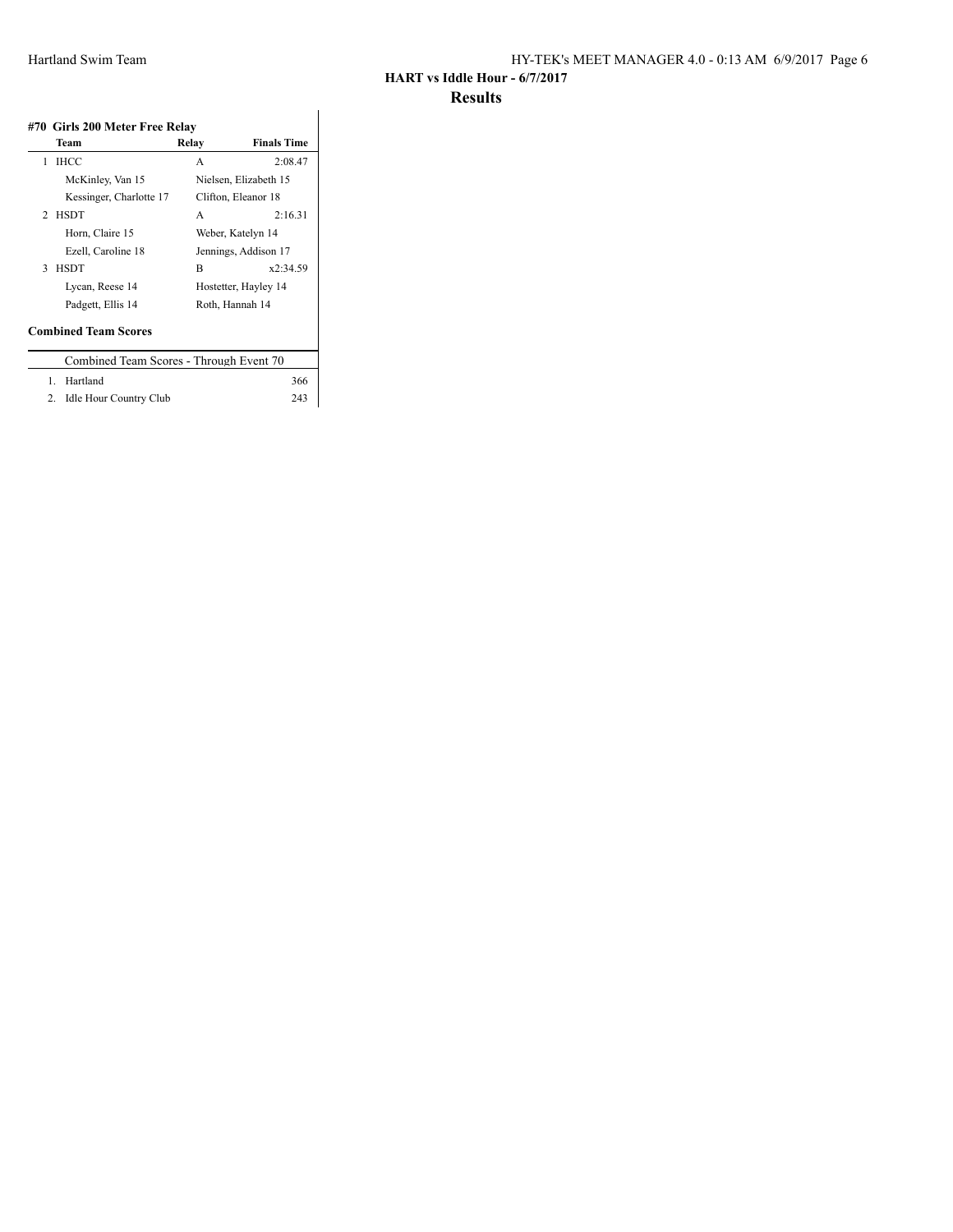## HART vs Iddle Hour - 6/7/2017

## Results

### #70 Girls 200 Meter Free Relay

| | Team | Relay | Finals Time |
|---|---|---|---|
| 1 | IHCC | A | 2:08.47 |
| | McKinley, Van 15 | Nielsen, Elizabeth 15 | |
| | Kessinger, Charlotte 17 | Clifton, Eleanor 18 | |
| 2 | HSDT | A | 2:16.31 |
| | Horn, Claire 15 | Weber, Katelyn 14 | |
| | Ezell, Caroline 18 | Jennings, Addison 17 | |
| 3 | HSDT | B | x2:34.59 |
| | Lycan, Reese 14 | Hostetter, Hayley 14 | |
| | Padgett, Ellis 14 | Roth, Hannah 14 | |

### Combined Team Scores

| Combined Team Scores - Through Event 70 | | |
|---|---|---|
| 1. | Hartland | 366 |
| 2. | Idle Hour Country Club | 243 |